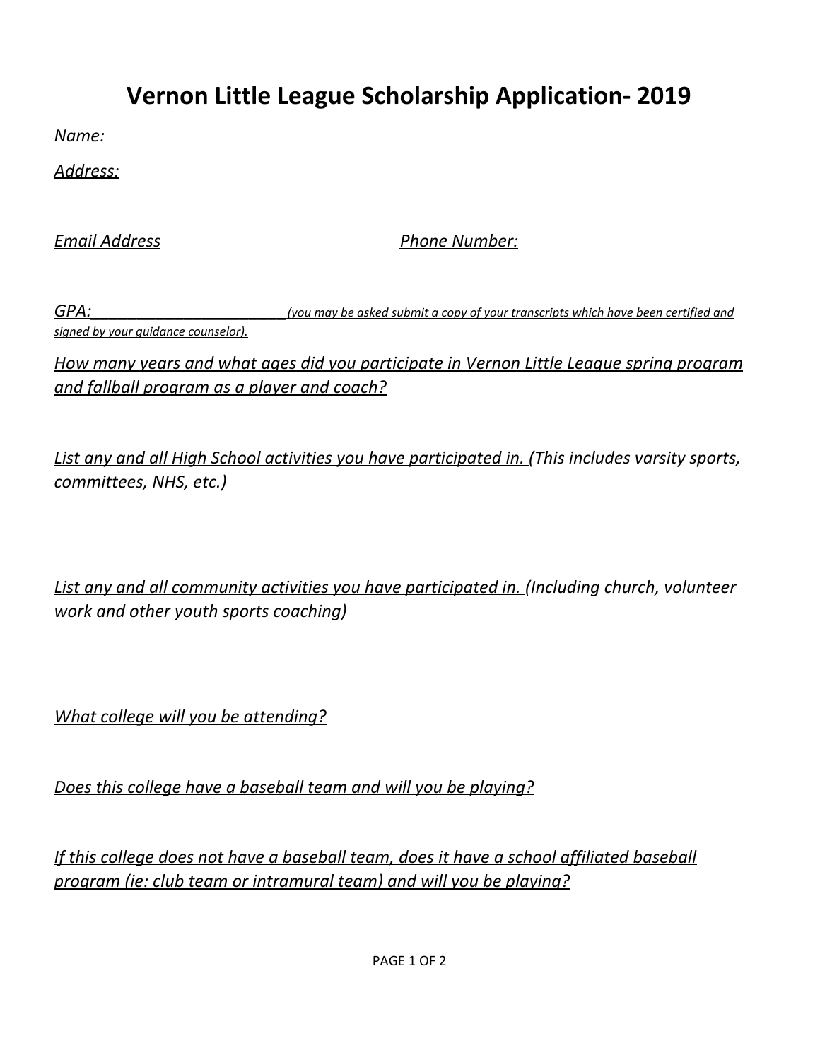# Vernon Little League Scholarship Application- 2019

*Name:*

*Address:*

*Email Address* *Phone Number:*

*GPA:_____________________ (you may be asked submit a copy of your transcripts which have been certified and signed by your guidance counselor).*

*How many years and what ages did you participate in Vernon Little League spring program and fallball program as a player and coach?*

*List any and all High School activities you have participated in. (This includes varsity sports, committees, NHS, etc.)*

*List any and all community activities you have participated in. (Including church, volunteer work and other youth sports coaching)*

*What college will you be attending?*

*Does this college have a baseball team and will you be playing?*

*If this college does not have a baseball team, does it have a school affiliated baseball program (ie: club team or intramural team) and will you be playing?*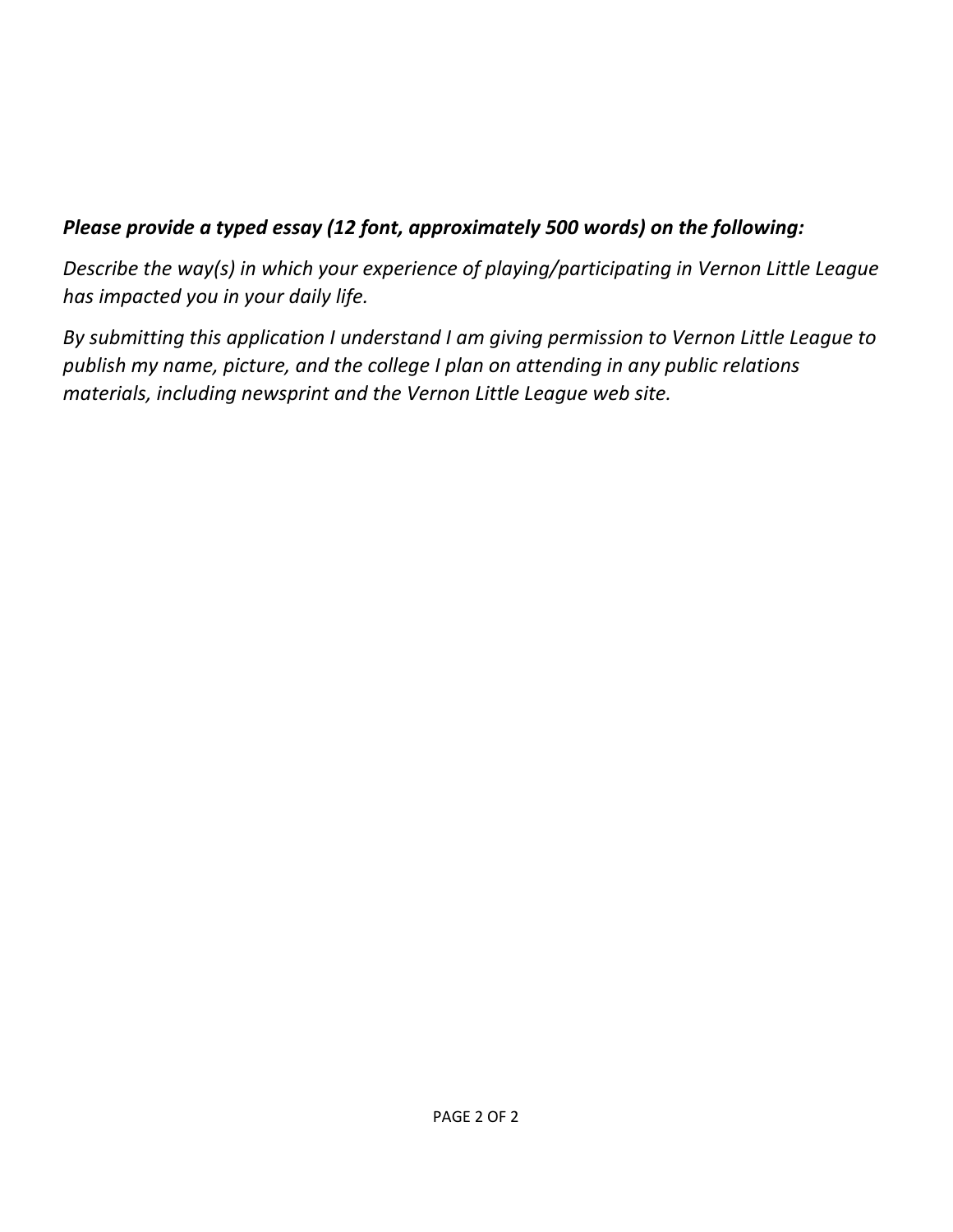***Please provide a typed essay (12 font, approximately 500 words) on the following:***

*Describe the way(s) in which your experience of playing/participating in Vernon Little League has impacted you in your daily life.*

*By submitting this application I understand I am giving permission to Vernon Little League to publish my name, picture, and the college I plan on attending in any public relations materials, including newsprint and the Vernon Little League web site.*